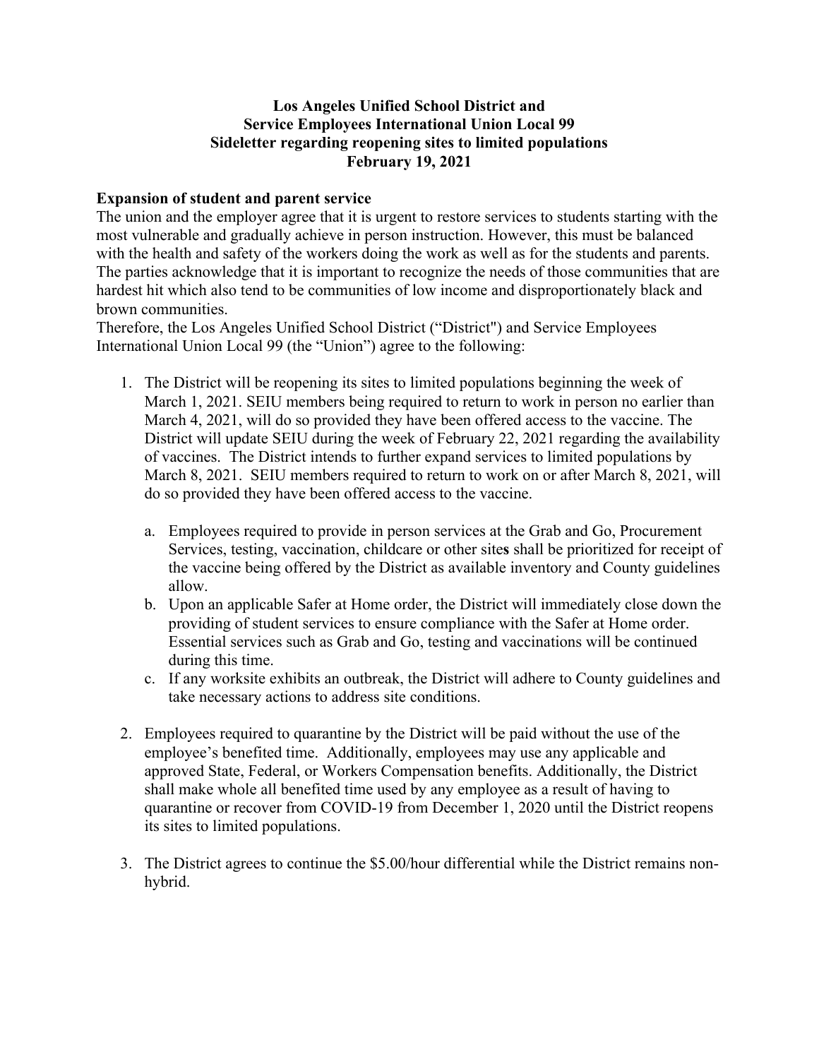**Los Angeles Unified School District and**
**Service Employees International Union Local 99**
**Sideletter regarding reopening sites to limited populations**
**February 19, 2021**

**Expansion of student and parent service**

The union and the employer agree that it is urgent to restore services to students starting with the most vulnerable and gradually achieve in person instruction. However, this must be balanced with the health and safety of the workers doing the work as well as for the students and parents. The parties acknowledge that it is important to recognize the needs of those communities that are hardest hit which also tend to be communities of low income and disproportionately black and brown communities.

Therefore, the Los Angeles Unified School District ("District") and Service Employees International Union Local 99 (the "Union") agree to the following:

1. The District will be reopening its sites to limited populations beginning the week of March 1, 2021. SEIU members being required to return to work in person no earlier than March 4, 2021, will do so provided they have been offered access to the vaccine. The District will update SEIU during the week of February 22, 2021 regarding the availability of vaccines. The District intends to further expand services to limited populations by March 8, 2021. SEIU members required to return to work on or after March 8, 2021, will do so provided they have been offered access to the vaccine.

    a. Employees required to provide in person services at the Grab and Go, Procurement Services, testing, vaccination, childcare or other sites shall be prioritized for receipt of the vaccine being offered by the District as available inventory and County guidelines allow.

    b. Upon an applicable Safer at Home order, the District will immediately close down the providing of student services to ensure compliance with the Safer at Home order. Essential services such as Grab and Go, testing and vaccinations will be continued during this time.

    c. If any worksite exhibits an outbreak, the District will adhere to County guidelines and take necessary actions to address site conditions.

2. Employees required to quarantine by the District will be paid without the use of the employee's benefited time. Additionally, employees may use any applicable and approved State, Federal, or Workers Compensation benefits. Additionally, the District shall make whole all benefited time used by any employee as a result of having to quarantine or recover from COVID-19 from December 1, 2020 until the District reopens its sites to limited populations.

3. The District agrees to continue the $5.00/hour differential while the District remains non-hybrid.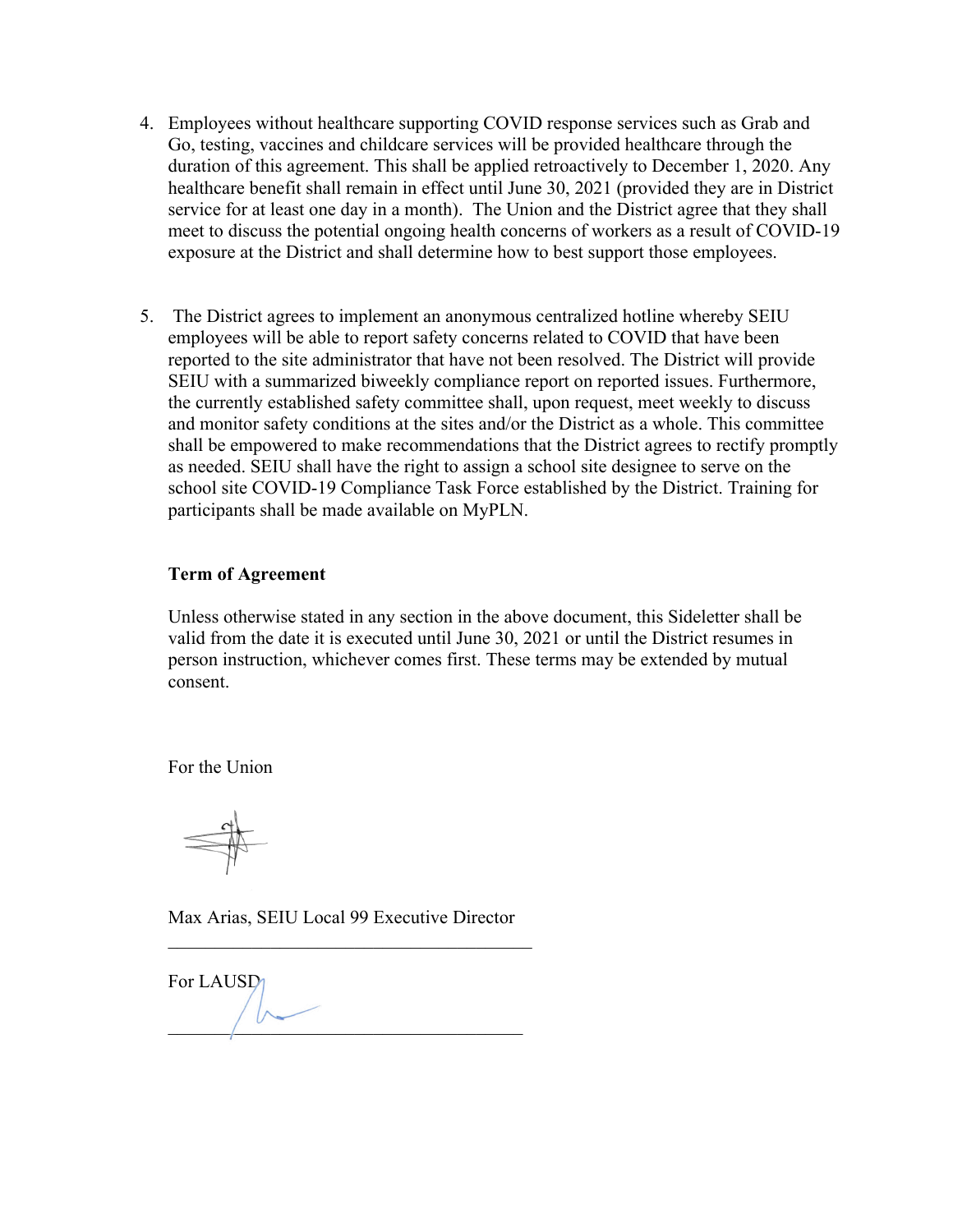4. Employees without healthcare supporting COVID response services such as Grab and Go, testing, vaccines and childcare services will be provided healthcare through the duration of this agreement. This shall be applied retroactively to December 1, 2020. Any healthcare benefit shall remain in effect until June 30, 2021 (provided they are in District service for at least one day in a month). The Union and the District agree that they shall meet to discuss the potential ongoing health concerns of workers as a result of COVID-19 exposure at the District and shall determine how to best support those employees.

5. The District agrees to implement an anonymous centralized hotline whereby SEIU employees will be able to report safety concerns related to COVID that have been reported to the site administrator that have not been resolved. The District will provide SEIU with a summarized biweekly compliance report on reported issues. Furthermore, the currently established safety committee shall, upon request, meet weekly to discuss and monitor safety conditions at the sites and/or the District as a whole. This committee shall be empowered to make recommendations that the District agrees to rectify promptly as needed. SEIU shall have the right to assign a school site designee to serve on the school site COVID-19 Compliance Task Force established by the District. Training for participants shall be made available on MyPLN.

**Term of Agreement**

Unless otherwise stated in any section in the above document, this Sideletter shall be valid from the date it is executed until June 30, 2021 or until the District resumes in person instruction, whichever comes first. These terms may be extended by mutual consent.

For the Union

Max Arias, SEIU Local 99 Executive Director

For LAUSD